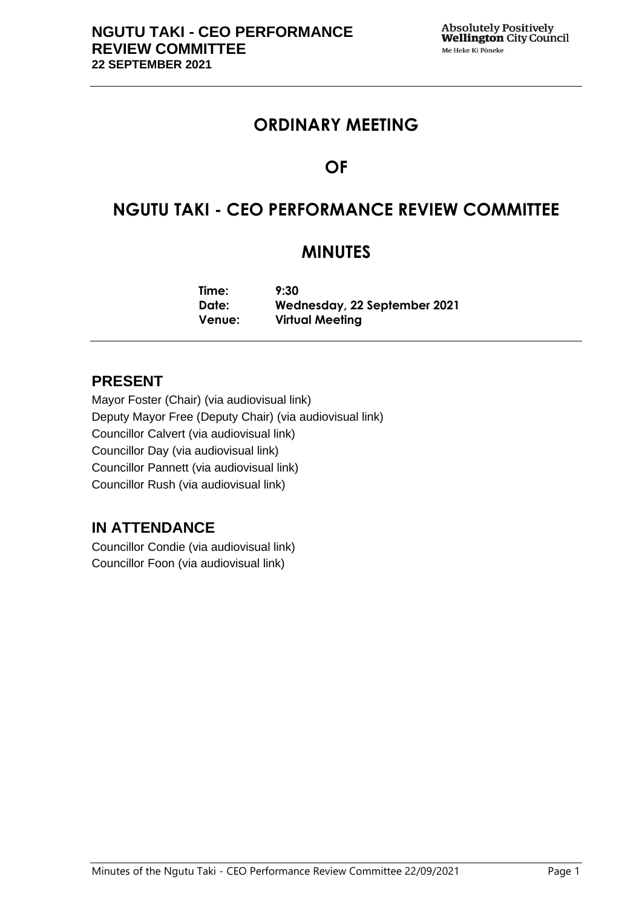# ORDINARY MEETING

# OF

# NGUTU TAKI - CEO PERFORMANCE REVIEW COMMITTEE

# MINUTES

**Time:** **9:30**
**Date:** **Wednesday, 22 September 2021**
**Venue:** **Virtual Meeting**

## PRESENT

Mayor Foster (Chair) (via audiovisual link)
Deputy Mayor Free (Deputy Chair) (via audiovisual link)
Councillor Calvert (via audiovisual link)
Councillor Day (via audiovisual link)
Councillor Pannett (via audiovisual link)
Councillor Rush (via audiovisual link)

## IN ATTENDANCE

Councillor Condie (via audiovisual link)
Councillor Foon (via audiovisual link)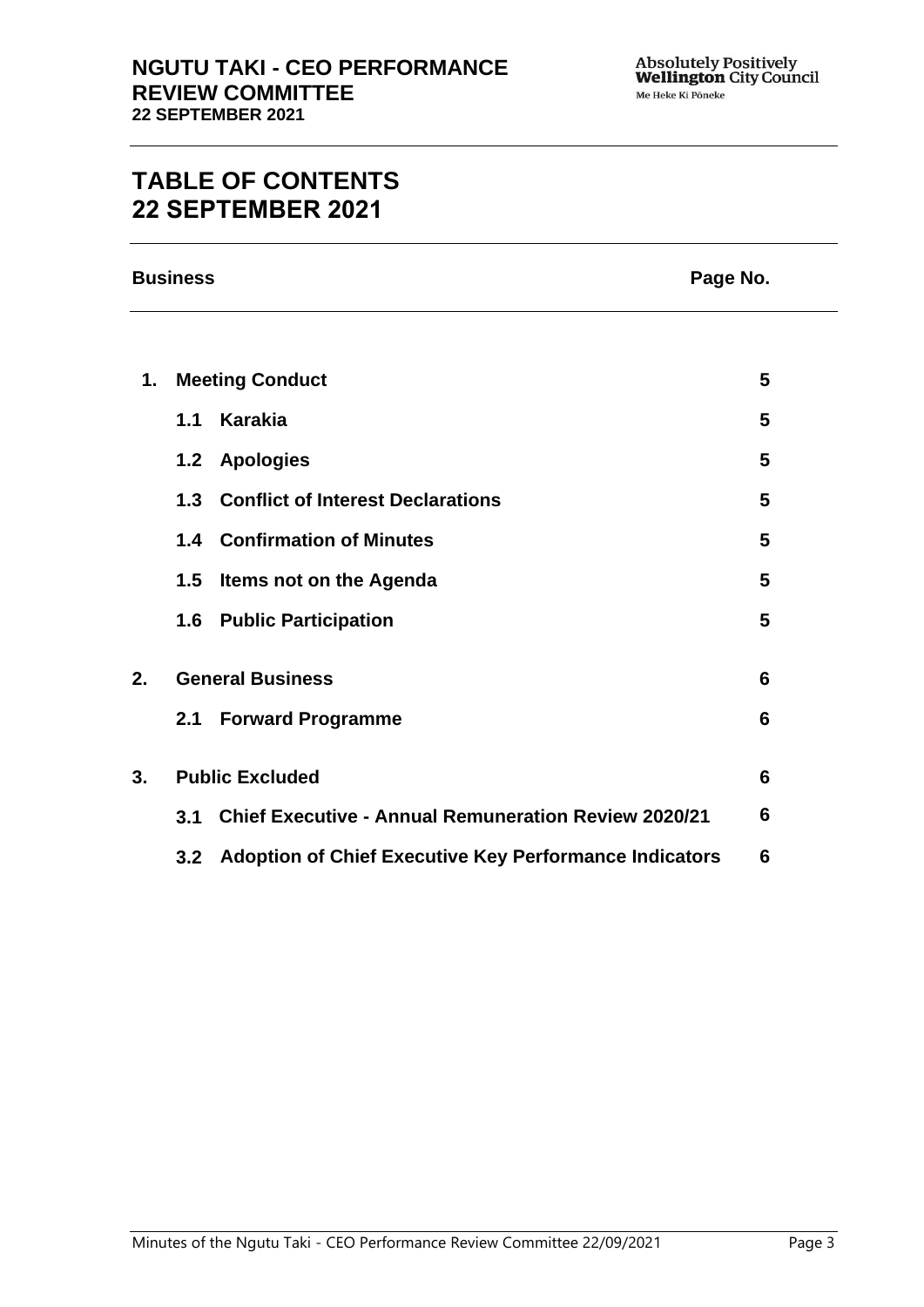# TABLE OF CONTENTS
# 22 SEPTEMBER 2021

| Business | | Page No. |
|---|---|---|
| **1.** | **Meeting Conduct** | **5** |
| | **1.1 Karakia** | **5** |
| | **1.2 Apologies** | **5** |
| | **1.3 Conflict of Interest Declarations** | **5** |
| | **1.4 Confirmation of Minutes** | **5** |
| | **1.5 Items not on the Agenda** | **5** |
| | **1.6 Public Participation** | **5** |
| **2.** | **General Business** | **6** |
| | **2.1 Forward Programme** | **6** |
| **3.** | **Public Excluded** | **6** |
| | **3.1 Chief Executive - Annual Remuneration Review 2020/21** | **6** |
| | **3.2 Adoption of Chief Executive Key Performance Indicators** | **6** |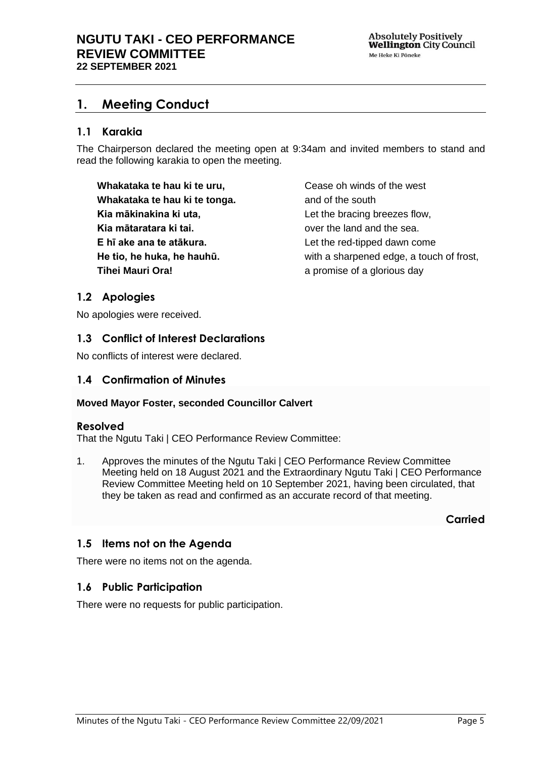# 1. Meeting Conduct

## 1.1 Karakia

The Chairperson declared the meeting open at 9:34am and invited members to stand and read the following karakia to open the meeting.

| | |
|---|---|
| **Whakataka te hau ki te uru,** | Cease oh winds of the west |
| **Whakataka te hau ki te tonga.** | and of the south |
| **Kia mākinakina ki uta,** | Let the bracing breezes flow, |
| **Kia mātaratara ki tai.** | over the land and the sea. |
| **E hī ake ana te atākura.** | Let the red-tipped dawn come |
| **He tio, he huka, he hauhū.** | with a sharpened edge, a touch of frost, |
| **Tihei Mauri Ora!** | a promise of a glorious day |

## 1.2 Apologies

No apologies were received.

## 1.3 Conflict of Interest Declarations

No conflicts of interest were declared.

## 1.4 Confirmation of Minutes

**Moved Mayor Foster, seconded Councillor Calvert**

### Resolved

That the Ngutu Taki | CEO Performance Review Committee:

1. Approves the minutes of the Ngutu Taki | CEO Performance Review Committee Meeting held on 18 August 2021 and the Extraordinary Ngutu Taki | CEO Performance Review Committee Meeting held on 10 September 2021, having been circulated, that they be taken as read and confirmed as an accurate record of that meeting.

**Carried**

## 1.5 Items not on the Agenda

There were no items not on the agenda.

## 1.6 Public Participation

There were no requests for public participation.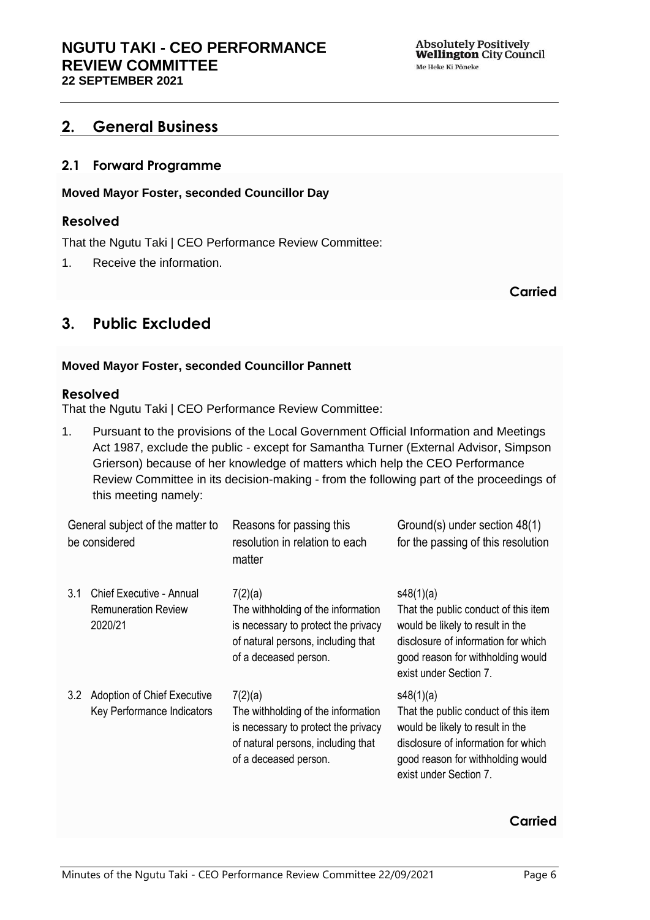## 2. General Business

### 2.1 Forward Programme

**Moved Mayor Foster, seconded Councillor Day**

#### Resolved

That the Ngutu Taki | CEO Performance Review Committee:

1. Receive the information.

**Carried**

## 3. Public Excluded

**Moved Mayor Foster, seconded Councillor Pannett**

#### Resolved

That the Ngutu Taki | CEO Performance Review Committee:

1. Pursuant to the provisions of the Local Government Official Information and Meetings Act 1987, exclude the public - except for Samantha Turner (External Advisor, Simpson Grierson) because of her knowledge of matters which help the CEO Performance Review Committee in its decision-making - from the following part of the proceedings of this meeting namely:

| General subject of the matter to be considered | Reasons for passing this resolution in relation to each matter | Ground(s) under section 48(1) for the passing of this resolution |
|---|---|---|
| 3.1 Chief Executive - Annual Remuneration Review 2020/21 | 7(2)(a) The withholding of the information is necessary to protect the privacy of natural persons, including that of a deceased person. | s48(1)(a) That the public conduct of this item would be likely to result in the disclosure of information for which good reason for withholding would exist under Section 7. |
| 3.2 Adoption of Chief Executive Key Performance Indicators | 7(2)(a) The withholding of the information is necessary to protect the privacy of natural persons, including that of a deceased person. | s48(1)(a) That the public conduct of this item would be likely to result in the disclosure of information for which good reason for withholding would exist under Section 7. |

**Carried**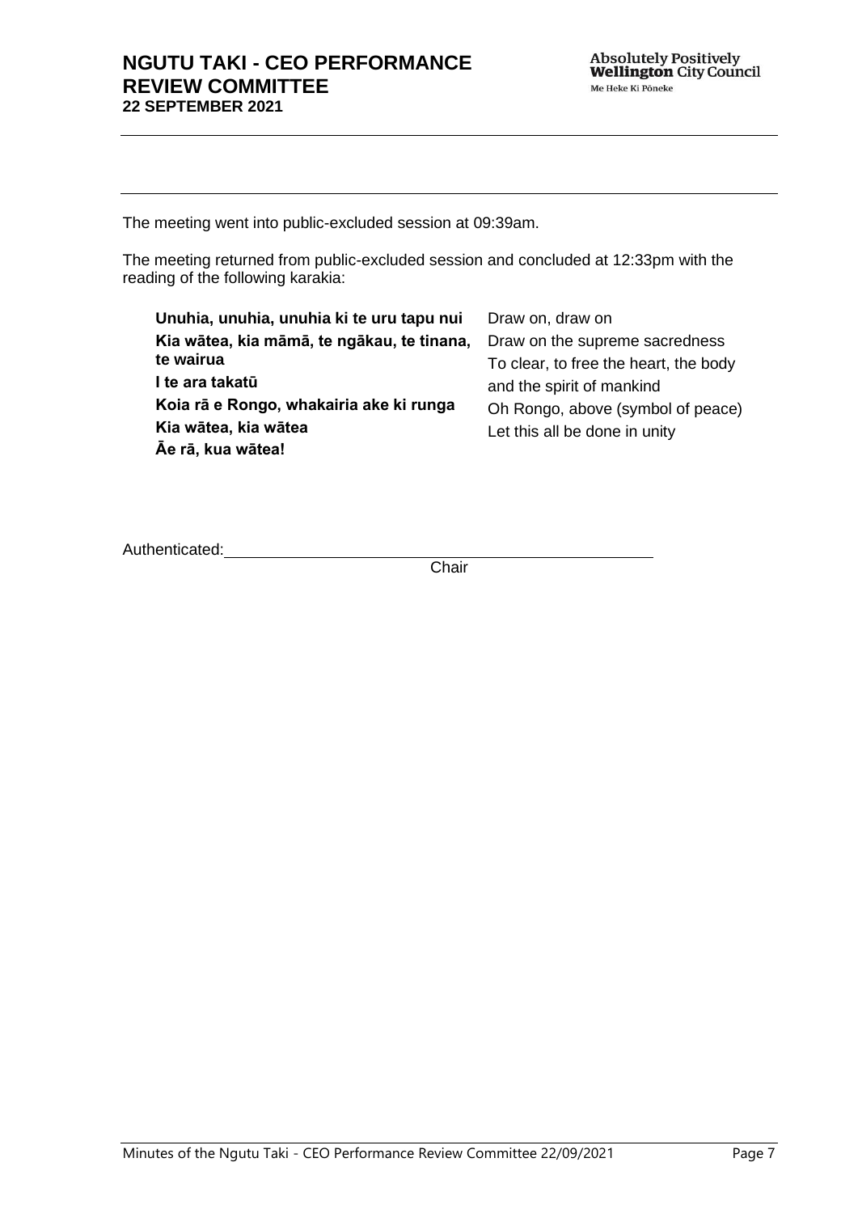The meeting went into public-excluded session at 09:39am.

The meeting returned from public-excluded session and concluded at 12:33pm with the reading of the following karakia:

| | |
|---|---|
| **Unuhia, unuhia, unuhia ki te uru tapu nui** | Draw on, draw on |
| **Kia wātea, kia māmā, te ngākau, te tinana, te wairua** | Draw on the supreme sacredness |
| **I te ara takatū** | To clear, to free the heart, the body |
| **Koia rā e Rongo, whakairia ake ki runga** | and the spirit of mankind |
| **Kia wātea, kia wātea** | Oh Rongo, above (symbol of peace) |
| **Āe rā, kua wātea!** | Let this all be done in unity |

Authenticated: ______________________________________
Chair